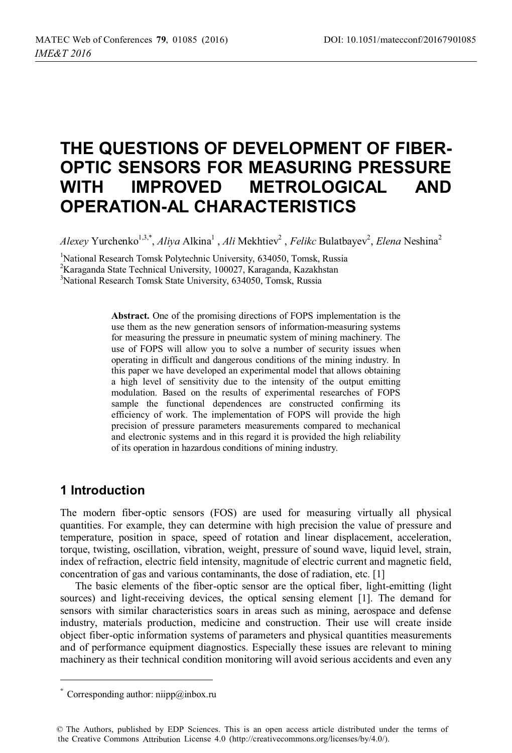# THE QUESTIONS OF DEVELOPMENT OF FIBER-OPTIC SENSORS FOR MEASURING PRESSURE WITH IMPROVED METROLOGICAL AND OPERATION-AL CHARACTERISTICS

*Alexey* Yurchenko[1,3,*], *Aliya* Alkina[1] , *Ali* Mekhtiev[2] , *Felikc* Bulatbayev[2], *Elena* Neshina[2]

[1]National Research Tomsk Polytechnic University, 634050, Tomsk, Russia
[2]Karaganda State Technical University, 100027, Karaganda, Kazakhstan
[3]National Research Tomsk State University, 634050, Tomsk, Russia

**Abstract.** One of the promising directions of FOPS implementation is the use them as the new generation sensors of information-measuring systems for measuring the pressure in pneumatic system of mining machinery. The use of FOPS will allow you to solve a number of security issues when operating in difficult and dangerous conditions of the mining industry. In this paper we have developed an experimental model that allows obtaining a high level of sensitivity due to the intensity of the output emitting modulation. Based on the results of experimental researches of FOPS sample the functional dependences are constructed confirming its efficiency of work. The implementation of FOPS will provide the high precision of pressure parameters measurements compared to mechanical and electronic systems and in this regard it is provided the high reliability of its operation in hazardous conditions of mining industry.

## 1 Introduction

The modern fiber-optic sensors (FOS) are used for measuring virtually all physical quantities. For example, they can determine with high precision the value of pressure and temperature, position in space, speed of rotation and linear displacement, acceleration, torque, twisting, oscillation, vibration, weight, pressure of sound wave, liquid level, strain, index of refraction, electric field intensity, magnitude of electric current and magnetic field, concentration of gas and various contaminants, the dose of radiation, etc. [1]

The basic elements of the fiber-optic sensor are the optical fiber, light-emitting (light sources) and light-receiving devices, the optical sensing element [1]. The demand for sensors with similar characteristics soars in areas such as mining, aerospace and defense industry, materials production, medicine and construction. Their use will create inside object fiber-optic information systems of parameters and physical quantities measurements and of performance equipment diagnostics. Especially these issues are relevant to mining machinery as their technical condition monitoring will avoid serious accidents and even any

* Corresponding author: niipp@inbox.ru

© The Authors, published by EDP Sciences. This is an open access article distributed under the terms of the Creative Commons Attribution License 4.0 (http://creativecommons.org/licenses/by/4.0/).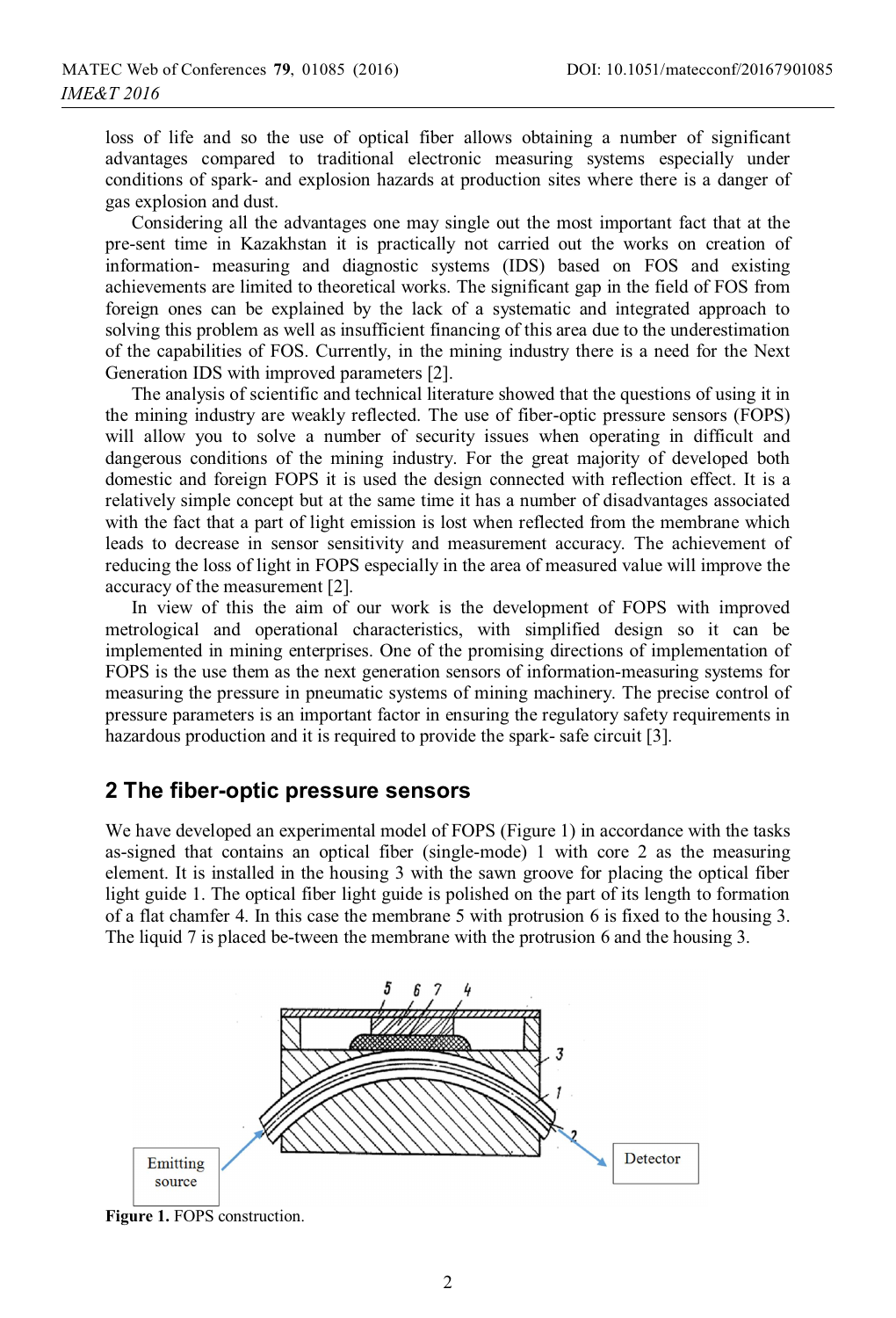loss of life and so the use of optical fiber allows obtaining a number of significant advantages compared to traditional electronic measuring systems especially under conditions of spark- and explosion hazards at production sites where there is a danger of gas explosion and dust.

Considering all the advantages one may single out the most important fact that at the pre-sent time in Kazakhstan it is practically not carried out the works on creation of information- measuring and diagnostic systems (IDS) based on FOS and existing achievements are limited to theoretical works. The significant gap in the field of FOS from foreign ones can be explained by the lack of a systematic and integrated approach to solving this problem as well as insufficient financing of this area due to the underestimation of the capabilities of FOS. Currently, in the mining industry there is a need for the Next Generation IDS with improved parameters [2].

The analysis of scientific and technical literature showed that the questions of using it in the mining industry are weakly reflected. The use of fiber-optic pressure sensors (FOPS) will allow you to solve a number of security issues when operating in difficult and dangerous conditions of the mining industry. For the great majority of developed both domestic and foreign FOPS it is used the design connected with reflection effect. It is a relatively simple concept but at the same time it has a number of disadvantages associated with the fact that a part of light emission is lost when reflected from the membrane which leads to decrease in sensor sensitivity and measurement accuracy. The achievement of reducing the loss of light in FOPS especially in the area of measured value will improve the accuracy of the measurement [2].

In view of this the aim of our work is the development of FOPS with improved metrological and operational characteristics, with simplified design so it can be implemented in mining enterprises. One of the promising directions of implementation of FOPS is the use them as the next generation sensors of information-measuring systems for measuring the pressure in pneumatic systems of mining machinery. The precise control of pressure parameters is an important factor in ensuring the regulatory safety requirements in hazardous production and it is required to provide the spark- safe circuit [3].

## 2 The fiber-optic pressure sensors

We have developed an experimental model of FOPS (Figure 1) in accordance with the tasks as-signed that contains an optical fiber (single-mode) 1 with core 2 as the measuring element. It is installed in the housing 3 with the sawn groove for placing the optical fiber light guide 1. The optical fiber light guide is polished on the part of its length to formation of a flat chamfer 4. In this case the membrane 5 with protrusion 6 is fixed to the housing 3. The liquid 7 is placed be-tween the membrane with the protrusion 6 and the housing 3.

**Figure 1.** FOPS construction.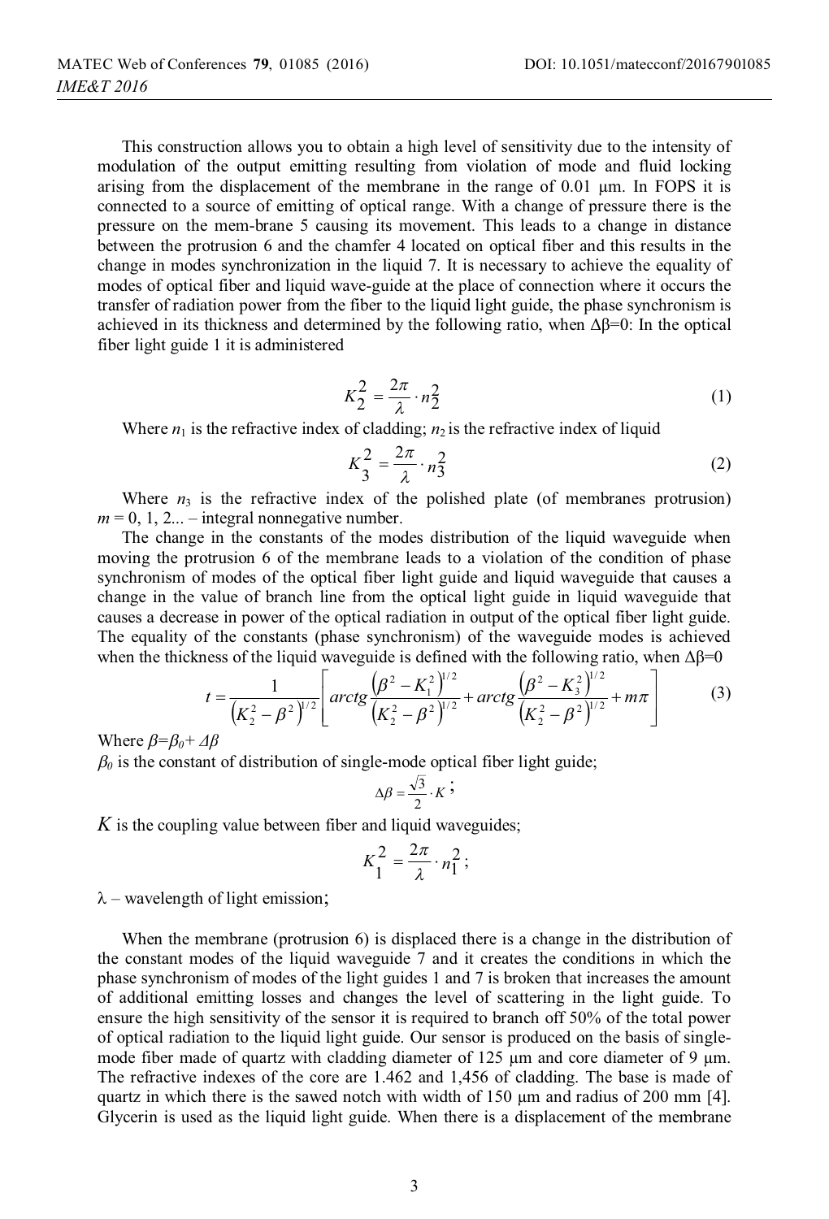This construction allows you to obtain a high level of sensitivity due to the intensity of modulation of the output emitting resulting from violation of mode and fluid locking arising from the displacement of the membrane in the range of 0.01 μm. In FOPS it is connected to a source of emitting of optical range. With a change of pressure there is the pressure on the mem-brane 5 causing its movement. This leads to a change in distance between the protrusion 6 and the chamfer 4 located on optical fiber and this results in the change in modes synchronization in the liquid 7. It is necessary to achieve the equality of modes of optical fiber and liquid wave-guide at the place of connection where it occurs the transfer of radiation power from the fiber to the liquid light guide, the phase synchronism is achieved in its thickness and determined by the following ratio, when $\Delta\beta=0$: In the optical fiber light guide 1 it is administered

$$K_2^2 = \frac{2\pi}{\lambda} \cdot n_2^2 \tag{1}$$

Where $n_1$ is the refractive index of cladding; $n_2$ is the refractive index of liquid

$$K_3^2 = \frac{2\pi}{\lambda} \cdot n_3^2 \tag{2}$$

Where $n_3$ is the refractive index of the polished plate (of membranes protrusion) $m = 0, 1, 2...$ – integral nonnegative number.

The change in the constants of the modes distribution of the liquid waveguide when moving the protrusion 6 of the membrane leads to a violation of the condition of phase synchronism of modes of the optical fiber light guide and liquid waveguide that causes a change in the value of branch line from the optical light guide in liquid waveguide that causes a decrease in power of the optical radiation in output of the optical fiber light guide. The equality of the constants (phase synchronism) of the waveguide modes is achieved when the thickness of the liquid waveguide is defined with the following ratio, when $\Delta\beta=0$

$$t = \frac{1}{\left(K_2^2 - \beta^2\right)^{1/2}} \left[ arctg \frac{\left(\beta^2 - K_1^2\right)^{1/2}}{\left(K_2^2 - \beta^2\right)^{1/2}} + arctg \frac{\left(\beta^2 - K_3^2\right)^{1/2}}{\left(K_2^2 - \beta^2\right)^{1/2}} + m\pi \right] \tag{3}$$

Where $\beta=\beta_0+\Delta\beta$

$\beta_0$ is the constant of distribution of single-mode optical fiber light guide;

$$\Delta\beta = \frac{\sqrt{3}}{2} \cdot K;$$

$K$ is the coupling value between fiber and liquid waveguides;

$$K_1^2 = \frac{2\pi}{\lambda} \cdot n_1^2;$$

$\lambda$ – wavelength of light emission;

When the membrane (protrusion 6) is displaced there is a change in the distribution of the constant modes of the liquid waveguide 7 and it creates the conditions in which the phase synchronism of modes of the light guides 1 and 7 is broken that increases the amount of additional emitting losses and changes the level of scattering in the light guide. To ensure the high sensitivity of the sensor it is required to branch off 50% of the total power of optical radiation to the liquid light guide. Our sensor is produced on the basis of single-mode fiber made of quartz with cladding diameter of 125 μm and core diameter of 9 μm. The refractive indexes of the core are 1.462 and 1,456 of cladding. The base is made of quartz in which there is the sawed notch with width of 150 μm and radius of 200 mm [4]. Glycerin is used as the liquid light guide. When there is a displacement of the membrane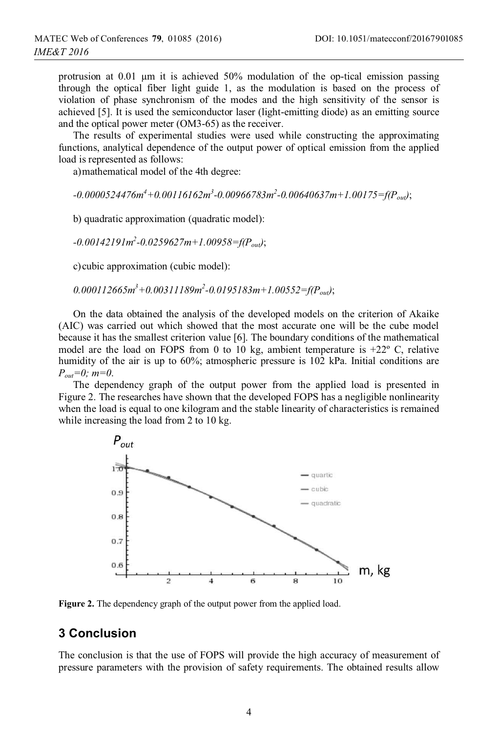protrusion at 0.01 μm it is achieved 50% modulation of the op-tical emission passing through the optical fiber light guide 1, as the modulation is based on the process of violation of phase synchronism of the modes and the high sensitivity of the sensor is achieved [5]. It is used the semiconductor laser (light-emitting diode) as an emitting source and the optical power meter (OM3-65) as the receiver.

The results of experimental studies were used while constructing the approximating functions, analytical dependence of the output power of optical emission from the applied load is represented as follows:

a) mathematical model of the 4th degree:

$$-0.0000524476m^4+0.00116162m^3-0.00966783m^2-0.00640637m+1.00175=f(P_{out});$$

b) quadratic approximation (quadratic model):

$$-0.00142191m^2-0.0259627m+1.00958=f(P_{out});$$

c) cubic approximation (cubic model):

$$0.000112665m^3+0.00311189m^2-0.0195183m+1.00552=f(P_{out});$$

On the data obtained the analysis of the developed models on the criterion of Akaike (AIC) was carried out which showed that the most accurate one will be the cube model because it has the smallest criterion value [6]. The boundary conditions of the mathematical model are the load on FOPS from 0 to 10 kg, ambient temperature is +22º C, relative humidity of the air is up to 60%; atmospheric pressure is 102 kPa. Initial conditions are $P_{out}=0$; $m=0$.

The dependency graph of the output power from the applied load is presented in Figure 2. The researches have shown that the developed FOPS has a negligible nonlinearity when the load is equal to one kilogram and the stable linearity of characteristics is remained while increasing the load from 2 to 10 kg.

**Figure 2.** The dependency graph of the output power from the applied load.

## 3 Conclusion

The conclusion is that the use of FOPS will provide the high accuracy of measurement of pressure parameters with the provision of safety requirements. The obtained results allow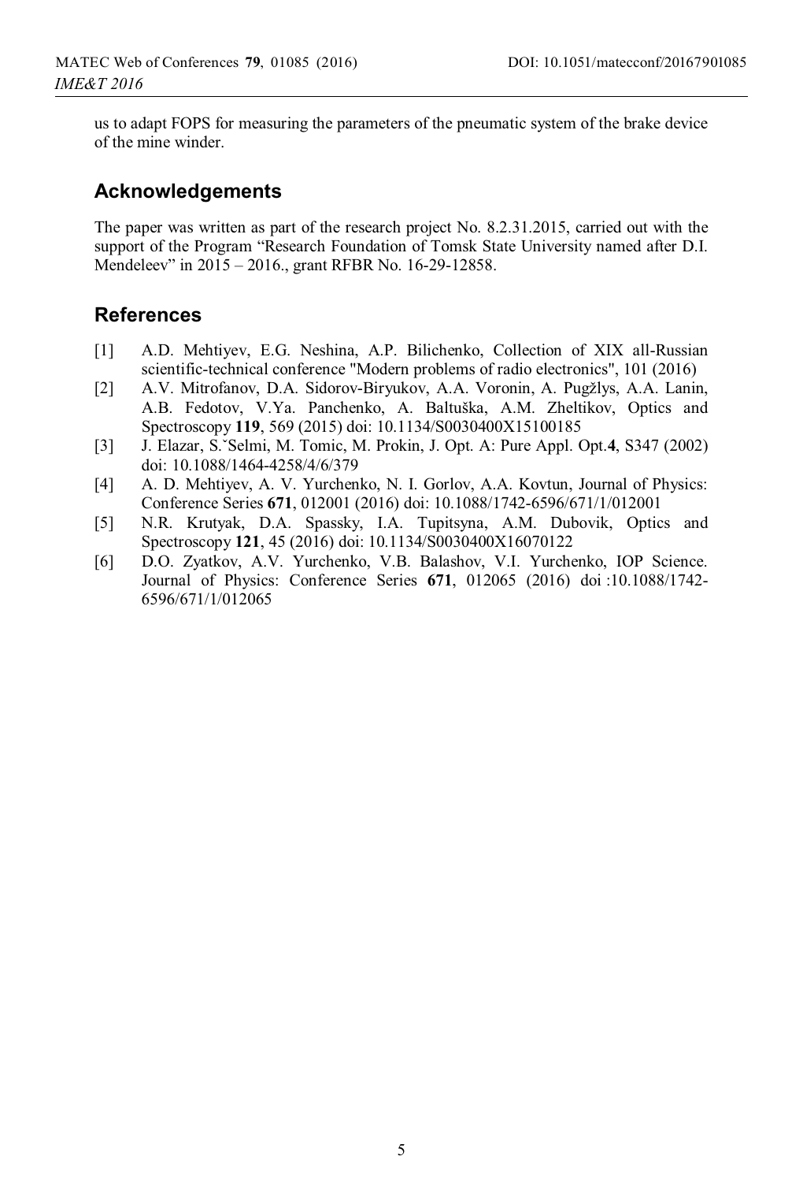us to adapt FOPS for measuring the parameters of the pneumatic system of the brake device of the mine winder.

## Acknowledgements

The paper was written as part of the research project No. 8.2.31.2015, carried out with the support of the Program "Research Foundation of Tomsk State University named after D.I. Mendeleev" in 2015 – 2016., grant RFBR No. 16-29-12858.

## References

[1] A.D. Mehtiyev, E.G. Neshina, A.P. Bilichenko, Collection of XIX all-Russian scientific-technical conference "Modern problems of radio electronics", 101 (2016)

[2] A.V. Mitrofanov, D.A. Sidorov-Biryukov, A.A. Voronin, A. Pugžlys, A.A. Lanin, A.B. Fedotov, V.Ya. Panchenko, A. Baltuška, A.M. Zheltikov, Optics and Spectroscopy **119**, 569 (2015) doi: 10.1134/S0030400X15100185

[3] J. Elazar, S.ˇSelmi, M. Tomic, M. Prokin, J. Opt. A: Pure Appl. Opt.**4**, S347 (2002) doi: 10.1088/1464-4258/4/6/379

[4] A. D. Mehtiyev, A. V. Yurchenko, N. I. Gorlov, A.A. Kovtun, Journal of Physics: Conference Series **671**, 012001 (2016) doi: 10.1088/1742-6596/671/1/012001

[5] N.R. Krutyak, D.A. Spassky, I.A. Tupitsyna, A.M. Dubovik, Optics and Spectroscopy **121**, 45 (2016) doi: 10.1134/S0030400X16070122

[6] D.O. Zyatkov, A.V. Yurchenko, V.B. Balashov, V.I. Yurchenko, IOP Science. Journal of Physics: Conference Series **671**, 012065 (2016) doi :10.1088/1742-6596/671/1/012065